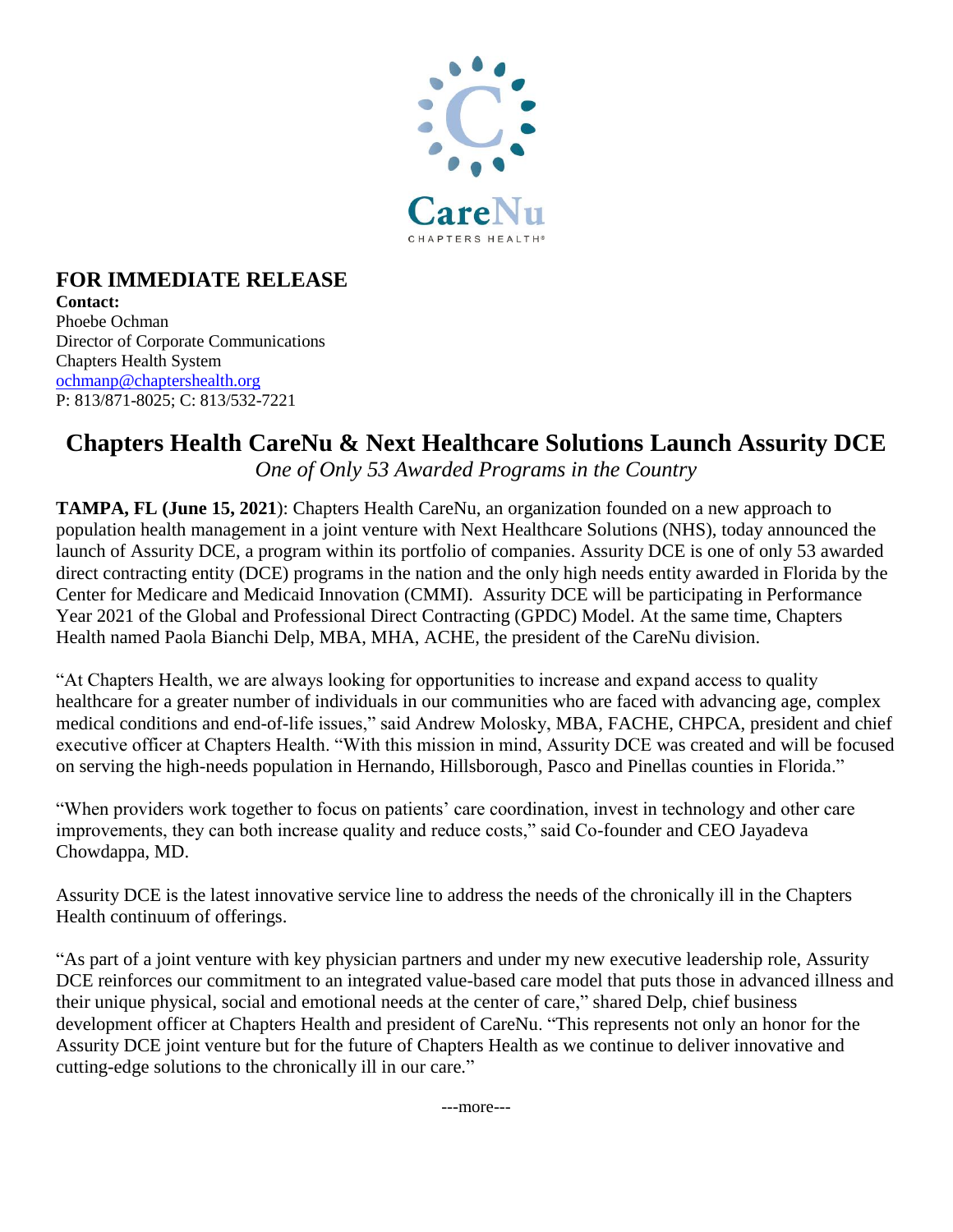CareNu

CHAPTERS HEALTH®

## FOR IMMEDIATE RELEASE

**Contact:**
Phoebe Ochman
Director of Corporate Communications
Chapters Health System
ochmanp@chaptershealth.org
P: 813/871-8025; C: 813/532-7221

# Chapters Health CareNu & Next Healthcare Solutions Launch Assurity DCE

*One of Only 53 Awarded Programs in the Country*

**TAMPA, FL (June 15, 2021**): Chapters Health CareNu, an organization founded on a new approach to population health management in a joint venture with Next Healthcare Solutions (NHS), today announced the launch of Assurity DCE, a program within its portfolio of companies. Assurity DCE is one of only 53 awarded direct contracting entity (DCE) programs in the nation and the only high needs entity awarded in Florida by the Center for Medicare and Medicaid Innovation (CMMI). Assurity DCE will be participating in Performance Year 2021 of the Global and Professional Direct Contracting (GPDC) Model. At the same time, Chapters Health named Paola Bianchi Delp, MBA, MHA, ACHE, the president of the CareNu division.

"At Chapters Health, we are always looking for opportunities to increase and expand access to quality healthcare for a greater number of individuals in our communities who are faced with advancing age, complex medical conditions and end-of-life issues," said Andrew Molosky, MBA, FACHE, CHPCA, president and chief executive officer at Chapters Health. "With this mission in mind, Assurity DCE was created and will be focused on serving the high-needs population in Hernando, Hillsborough, Pasco and Pinellas counties in Florida."

"When providers work together to focus on patients' care coordination, invest in technology and other care improvements, they can both increase quality and reduce costs," said Co-founder and CEO Jayadeva Chowdappa, MD.

Assurity DCE is the latest innovative service line to address the needs of the chronically ill in the Chapters Health continuum of offerings.

"As part of a joint venture with key physician partners and under my new executive leadership role, Assurity DCE reinforces our commitment to an integrated value-based care model that puts those in advanced illness and their unique physical, social and emotional needs at the center of care," shared Delp, chief business development officer at Chapters Health and president of CareNu. "This represents not only an honor for the Assurity DCE joint venture but for the future of Chapters Health as we continue to deliver innovative and cutting-edge solutions to the chronically ill in our care."

---more---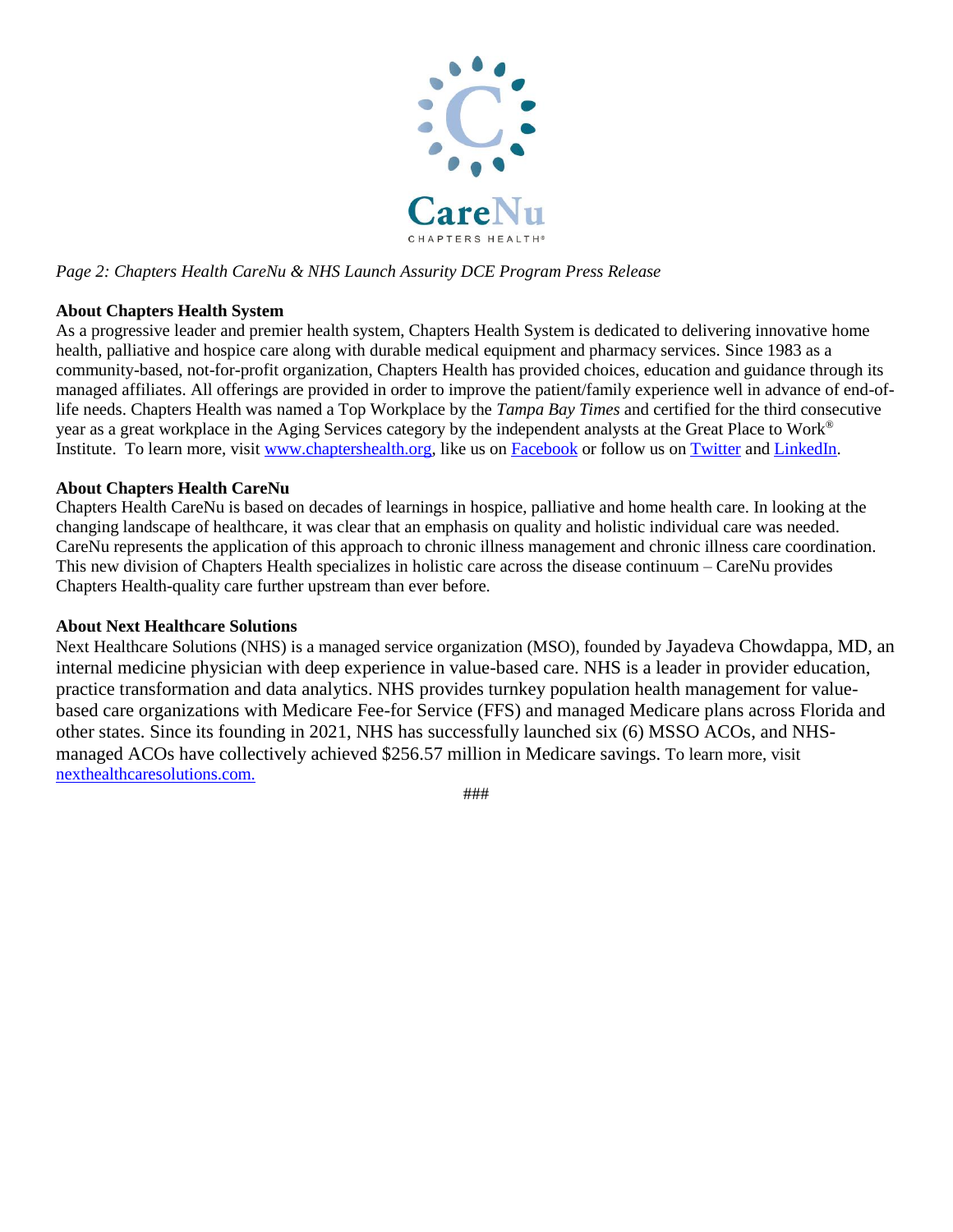CareNu

CHAPTERS HEALTH®

*Page 2: Chapters Health CareNu & NHS Launch Assurity DCE Program Press Release*

**About Chapters Health System**

As a progressive leader and premier health system, Chapters Health System is dedicated to delivering innovative home health, palliative and hospice care along with durable medical equipment and pharmacy services. Since 1983 as a community-based, not-for-profit organization, Chapters Health has provided choices, education and guidance through its managed affiliates. All offerings are provided in order to improve the patient/family experience well in advance of end-of-life needs. Chapters Health was named a Top Workplace by the *Tampa Bay Times* and certified for the third consecutive year as a great workplace in the Aging Services category by the independent analysts at the Great Place to Work® Institute. To learn more, visit www.chaptershealth.org, like us on Facebook or follow us on Twitter and LinkedIn.

**About Chapters Health CareNu**

Chapters Health CareNu is based on decades of learnings in hospice, palliative and home health care. In looking at the changing landscape of healthcare, it was clear that an emphasis on quality and holistic individual care was needed. CareNu represents the application of this approach to chronic illness management and chronic illness care coordination. This new division of Chapters Health specializes in holistic care across the disease continuum – CareNu provides Chapters Health-quality care further upstream than ever before.

**About Next Healthcare Solutions**

Next Healthcare Solutions (NHS) is a managed service organization (MSO), founded by Jayadeva Chowdappa, MD, an internal medicine physician with deep experience in value-based care. NHS is a leader in provider education, practice transformation and data analytics. NHS provides turnkey population health management for value-based care organizations with Medicare Fee-for Service (FFS) and managed Medicare plans across Florida and other states. Since its founding in 2021, NHS has successfully launched six (6) MSSO ACOs, and NHS-managed ACOs have collectively achieved $256.57 million in Medicare savings. To learn more, visit nexthealthcaresolutions.com.

###